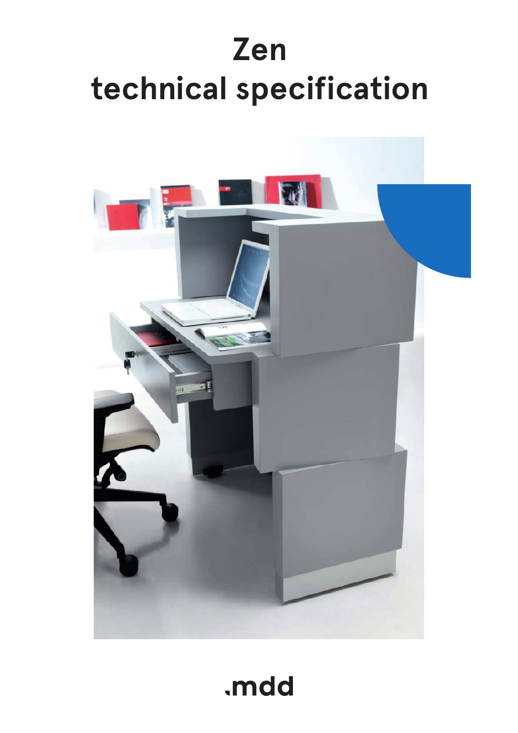# Zen
# technical specification

.mdd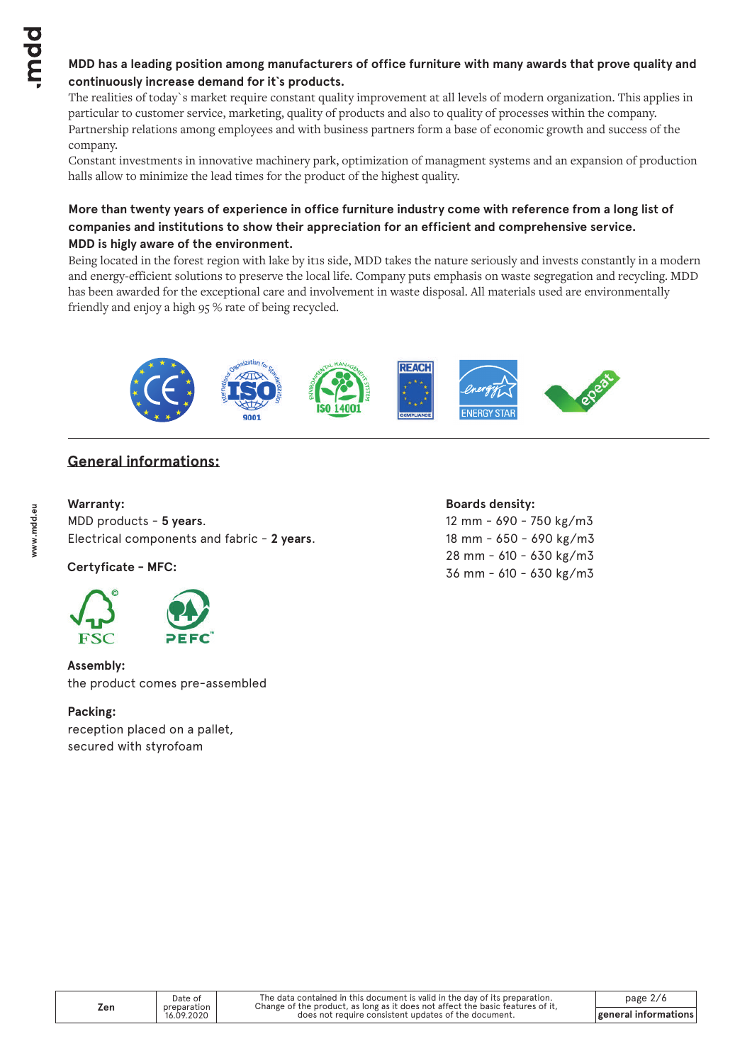**MDD has a leading position among manufacturers of office furniture with many awards that prove quality and continuously increase demand for it`s products.**

The realities of today`s market require constant quality improvement at all levels of modern organization. This applies in particular to customer service, marketing, quality of products and also to quality of processes within the company. Partnership relations among employees and with business partners form a base of economic growth and success of the company.

Constant investments in innovative machinery park, optimization of managment systems and an expansion of production halls allow to minimize the lead times for the product of the highest quality.

**More than twenty years of experience in office furniture industry come with reference from a long list of companies and institutions to show their appreciation for an efficient and comprehensive service.**

**MDD is higly aware of the environment.**

Being located in the forest region with lake by itıs side, MDD takes the nature seriously and invests constantly in a modern and energy-efficient solutions to preserve the local life. Company puts emphasis on waste segregation and recycling. MDD has been awarded for the exceptional care and involvement in waste disposal. All materials used are environmentally friendly and enjoy a high 95 % rate of being recycled.

## General informations:

**Warranty:**
MDD products - **5 years**.
Electrical components and fabric - **2 years**.

**Certyficate - MFC:**

FSC PEFC

**Assembly:**
the product comes pre-assembled

**Packing:**
reception placed on a pallet,
secured with styrofoam

**Boards density:**
12 mm - 690 - 750 kg/m3
18 mm - 650 - 690 kg/m3
28 mm - 610 - 630 kg/m3
36 mm - 610 - 630 kg/m3

| Zen | Date of preparation 16.09.2020 | The data contained in this document is valid in the day of its preparation. Change of the product, as long as it does not affect the basic features of it, does not require consistent updates of the document. | general informations |
| --- | --- | --- | --- |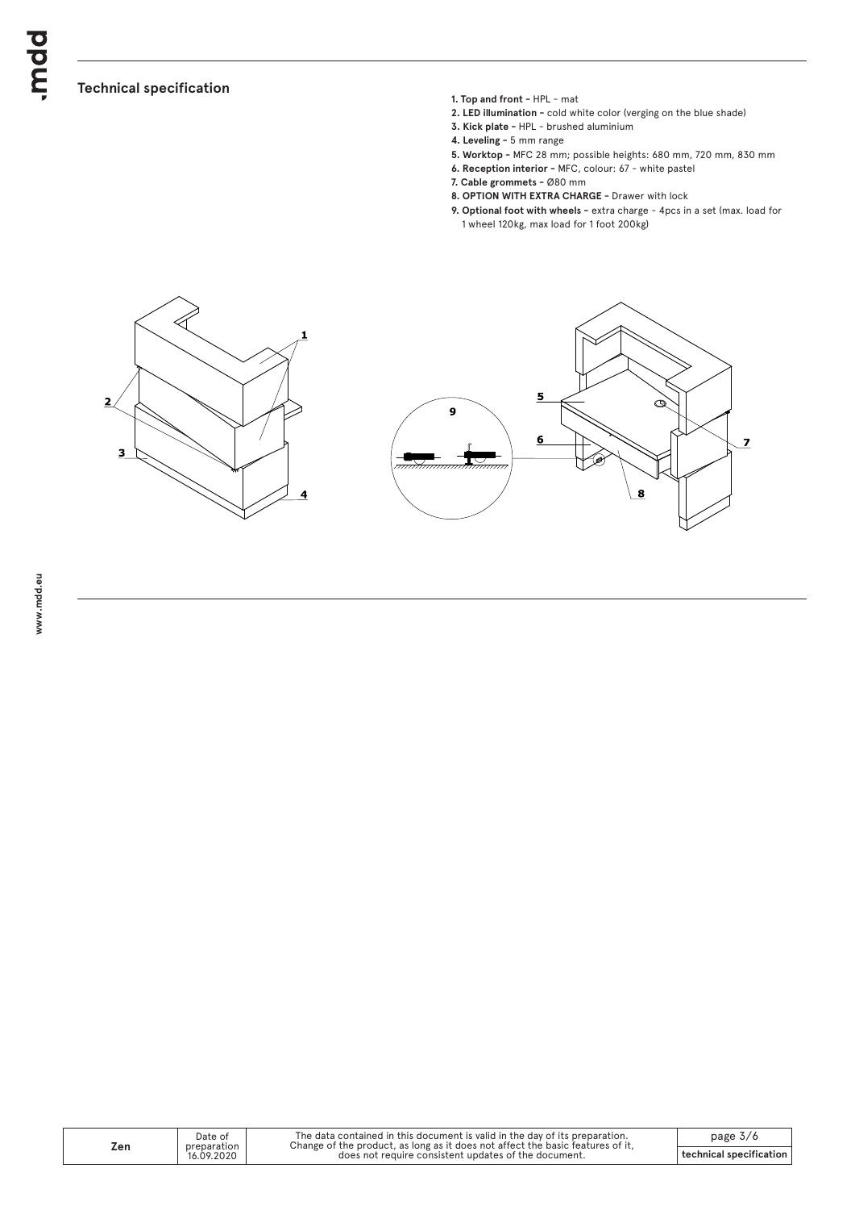## Technical specification

1. **Top and front –** HPL – mat
2. **LED illumination –** cold white color (verging on the blue shade)
3. **Kick plate –** HPL – brushed aluminium
4. **Leveling –** 5 mm range
5. **Worktop –** MFC 28 mm; possible heights: 680 mm, 720 mm, 830 mm
6. **Reception interior –** MFC, colour: 67 – white pastel
7. **Cable grommets –** Ø80 mm
8. **OPTION WITH EXTRA CHARGE –** Drawer with lock
9. **Optional foot with wheels –** extra charge – 4pcs in a set (max. load for 1 wheel 120kg, max load for 1 foot 200kg)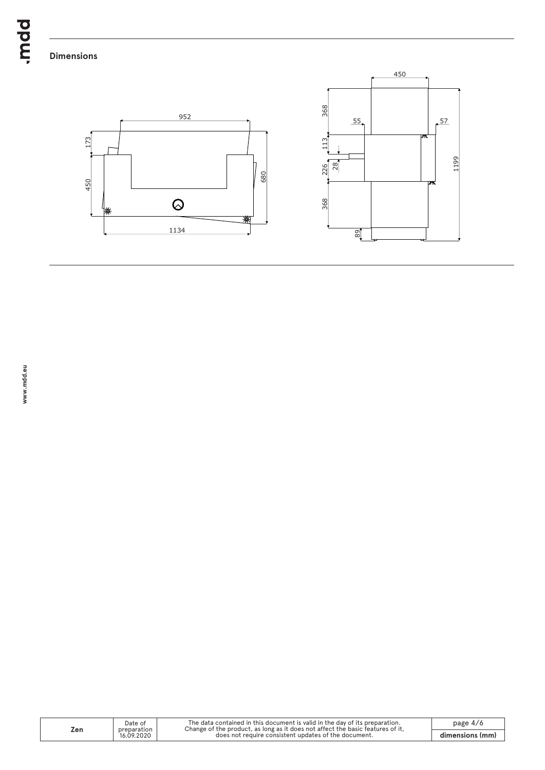## Dimensions

952

173

450

680

1134

450

368

55

57

113

28

226

1199

368

89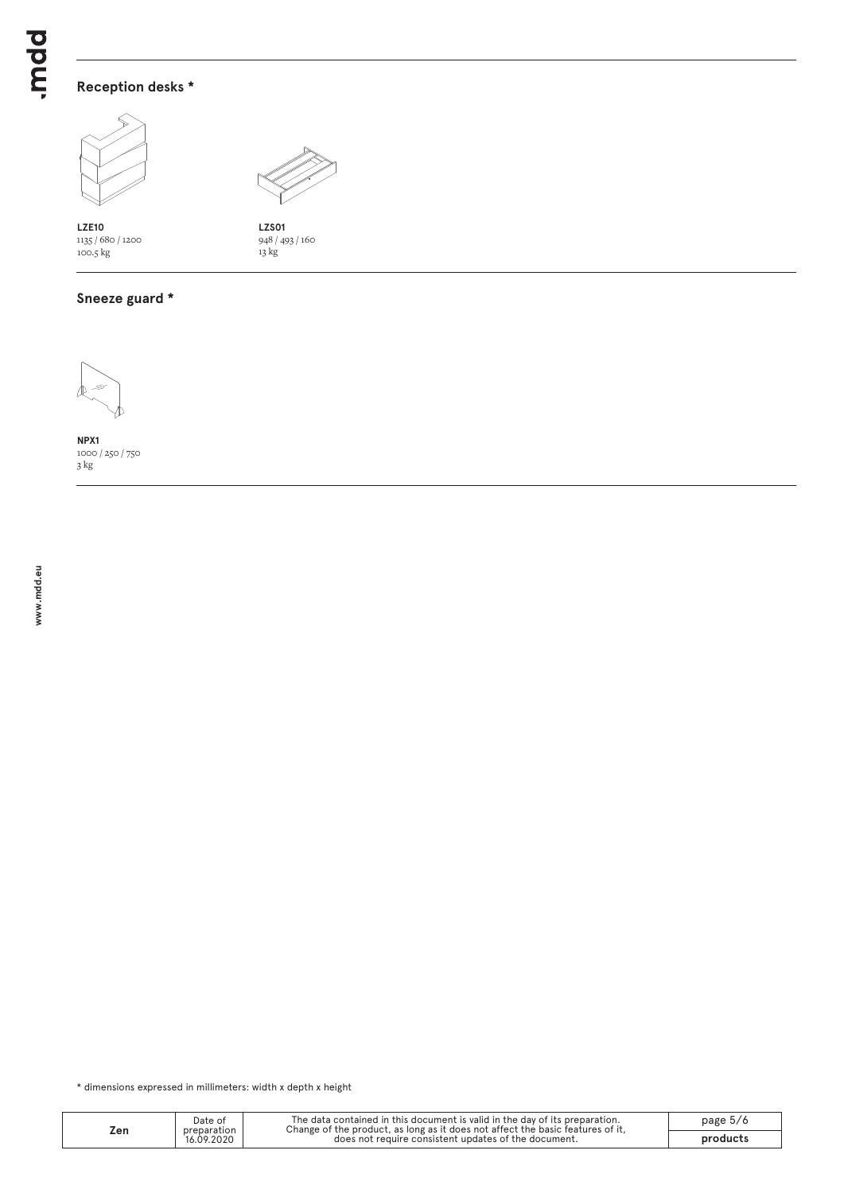## Reception desks *

**LZE10**
1135 / 680 / 1200
100.5 kg

**LZS01**
948 / 493 / 160
13 kg

## Sneeze guard *

**NPX1**
1000 / 250 / 750
3 kg

* dimensions expressed in millimeters: width x depth x height

| Zen | Date of preparation 16.09.2020 | The data contained in this document is valid in the day of its preparation. Change of the product, as long as it does not affect the basic features of it, does not require consistent updates of the document. | products |
|---|---|---|---|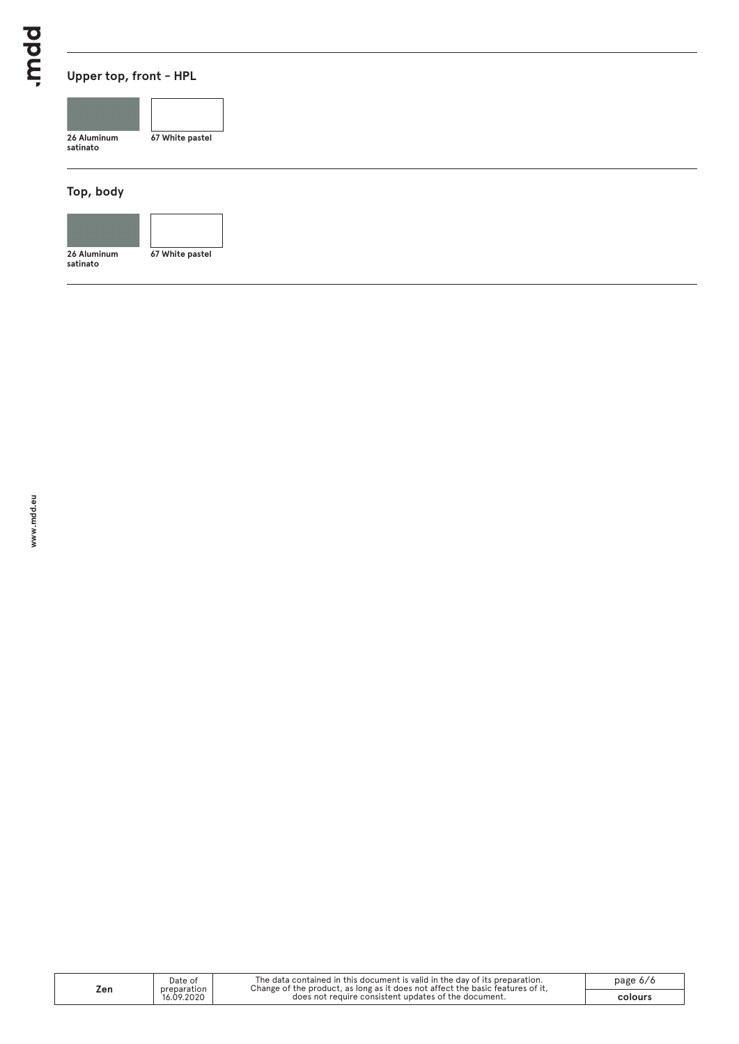## Upper top, front – HPL

**26 Aluminum satinato**

**67 White pastel**

## Top, body

**26 Aluminum satinato**

**67 White pastel**